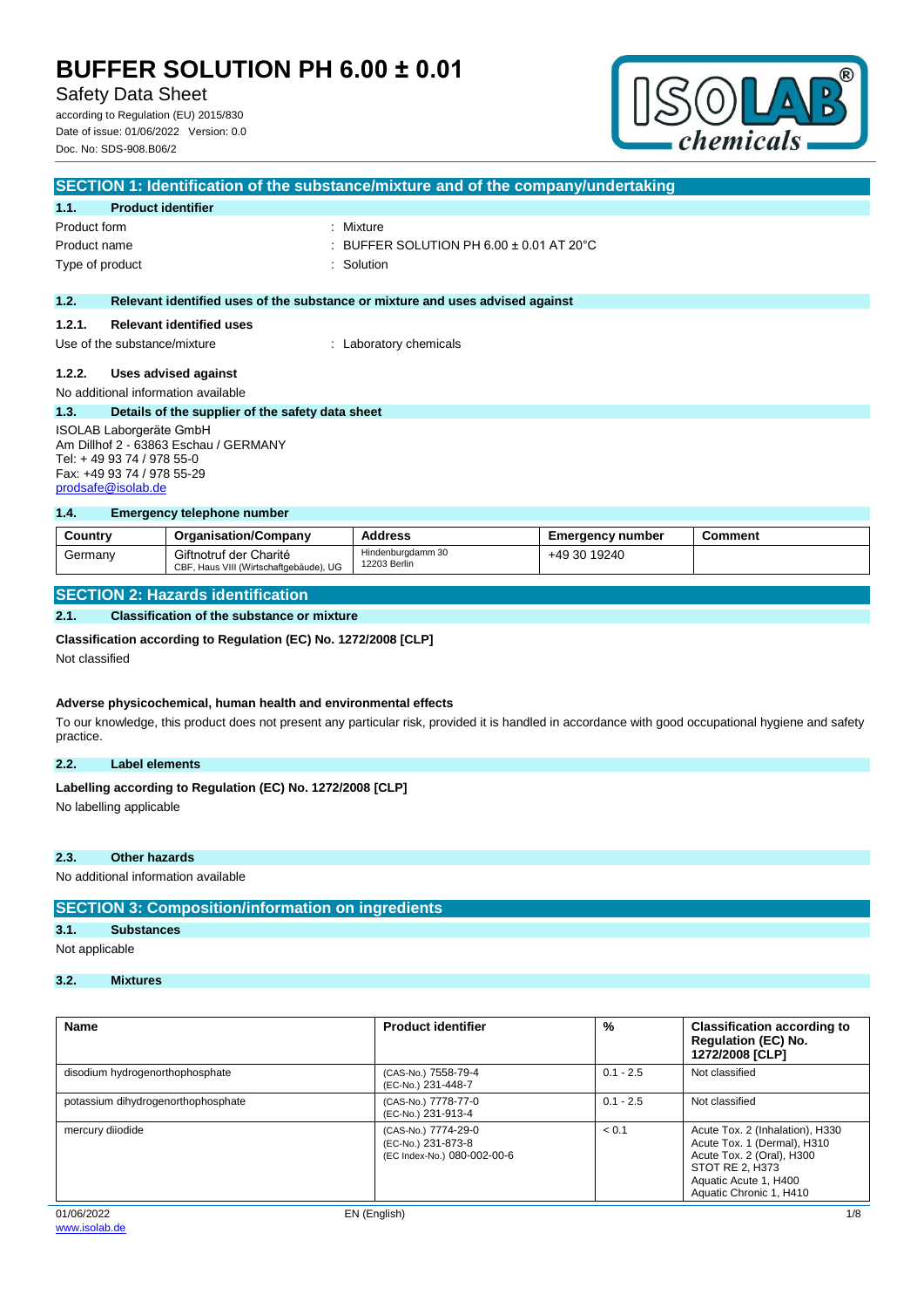# BUFFER SOLUTION PH 6.00 ± 0.01

Safety Data Sheet

according to Regulation (EU) 2015/830
Date of issue: 01/06/2022 Version: 0.0
Doc. No: SDS-908.B06/2

## SECTION 1: Identification of the substance/mixture and of the company/undertaking

### 1.1. Product identifier

Product form : Mixture

Product name : BUFFER SOLUTION PH 6.00 ± 0.01 AT 20°C

Type of product : Solution

### 1.2. Relevant identified uses of the substance or mixture and uses advised against

#### 1.2.1. Relevant identified uses

Use of the substance/mixture : Laboratory chemicals

#### 1.2.2. Uses advised against

No additional information available

### 1.3. Details of the supplier of the safety data sheet

ISOLAB Laborgeräte GmbH
Am Dillhof 2 - 63863 Eschau / GERMANY
Tel: + 49 93 74 / 978 55-0
Fax: +49 93 74 / 978 55-29
prodsafe@isolab.de

### 1.4. Emergency telephone number

| Country | Organisation/Company | Address | Emergency number | Comment |
|---|---|---|---|---|
| Germany | Giftnotruf der Charité<br>CBF, Haus VIII (Wirtschaftgebäude), UG | Hindenburgdamm 30<br>12203 Berlin | +49 30 19240 | |

## SECTION 2: Hazards identification

### 2.1. Classification of the substance or mixture

**Classification according to Regulation (EC) No. 1272/2008 [CLP]**

Not classified

**Adverse physicochemical, human health and environmental effects**

To our knowledge, this product does not present any particular risk, provided it is handled in accordance with good occupational hygiene and safety practice.

### 2.2. Label elements

**Labelling according to Regulation (EC) No. 1272/2008 [CLP]**

No labelling applicable

### 2.3. Other hazards

No additional information available

## SECTION 3: Composition/information on ingredients

### 3.1. Substances

Not applicable

### 3.2. Mixtures

| Name | Product identifier | % | Classification according to Regulation (EC) No. 1272/2008 [CLP] |
|---|---|---|---|
| disodium hydrogenorthophosphate | (CAS-No.) 7558-79-4<br>(EC-No.) 231-448-7 | 0.1 - 2.5 | Not classified |
| potassium dihydrogenorthophosphate | (CAS-No.) 7778-77-0<br>(EC-No.) 231-913-4 | 0.1 - 2.5 | Not classified |
| mercury diiodide | (CAS-No.) 7774-29-0<br>(EC-No.) 231-873-8<br>(EC Index-No.) 080-002-00-6 | < 0.1 | Acute Tox. 2 (Inhalation), H330<br>Acute Tox. 1 (Dermal), H310<br>Acute Tox. 2 (Oral), H300<br>STOT RE 2, H373<br>Aquatic Acute 1, H400<br>Aquatic Chronic 1, H410 |

01/06/2022 EN (English)
www.isolab.de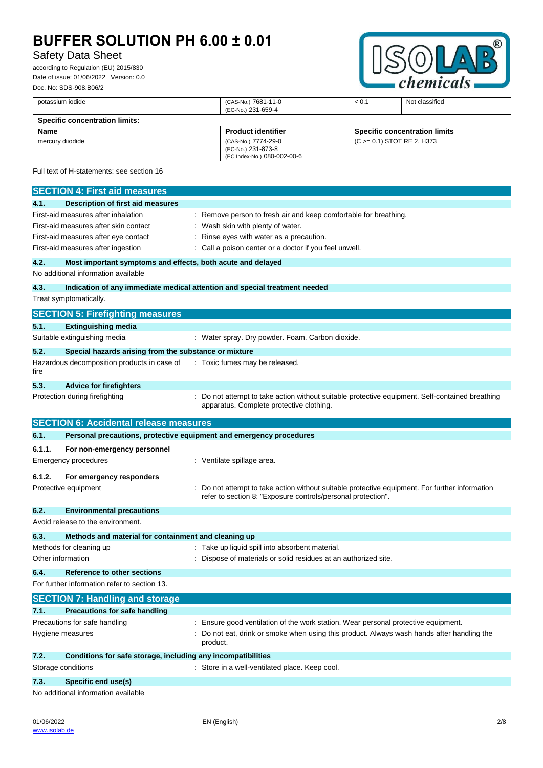| potassium iodide | (CAS-No.) 7681-11-0<br>(EC-No.) 231-659-4 | < 0.1 | Not classified |
|---|---|---|---|

**Specific concentration limits:**

| Name | Product identifier | Specific concentration limits |
|---|---|---|
| mercury diiodide | (CAS-No.) 7774-29-0<br>(EC-No.) 231-873-8<br>(EC Index-No.) 080-002-00-6 | (C >= 0.1) STOT RE 2, H373 |

Full text of H-statements: see section 16

## SECTION 4: First aid measures

### 4.1. Description of first aid measures

First-aid measures after inhalation : Remove person to fresh air and keep comfortable for breathing.
First-aid measures after skin contact : Wash skin with plenty of water.
First-aid measures after eye contact : Rinse eyes with water as a precaution.
First-aid measures after ingestion : Call a poison center or a doctor if you feel unwell.

### 4.2. Most important symptoms and effects, both acute and delayed

No additional information available

### 4.3. Indication of any immediate medical attention and special treatment needed

Treat symptomatically.

## SECTION 5: Firefighting measures

### 5.1. Extinguishing media

Suitable extinguishing media : Water spray. Dry powder. Foam. Carbon dioxide.

### 5.2. Special hazards arising from the substance or mixture

Hazardous decomposition products in case of fire : Toxic fumes may be released.

### 5.3. Advice for firefighters

Protection during firefighting : Do not attempt to take action without suitable protective equipment. Self-contained breathing apparatus. Complete protective clothing.

## SECTION 6: Accidental release measures

### 6.1. Personal precautions, protective equipment and emergency procedures

#### 6.1.1. For non-emergency personnel

Emergency procedures : Ventilate spillage area.

#### 6.1.2. For emergency responders

Protective equipment : Do not attempt to take action without suitable protective equipment. For further information refer to section 8: "Exposure controls/personal protection".

### 6.2. Environmental precautions

Avoid release to the environment.

### 6.3. Methods and material for containment and cleaning up

Methods for cleaning up : Take up liquid spill into absorbent material.
Other information : Dispose of materials or solid residues at an authorized site.

### 6.4. Reference to other sections

For further information refer to section 13.

## SECTION 7: Handling and storage

### 7.1. Precautions for safe handling

Precautions for safe handling : Ensure good ventilation of the work station. Wear personal protective equipment.
Hygiene measures : Do not eat, drink or smoke when using this product. Always wash hands after handling the product.

### 7.2. Conditions for safe storage, including any incompatibilities

Storage conditions : Store in a well-ventilated place. Keep cool.

### 7.3. Specific end use(s)

No additional information available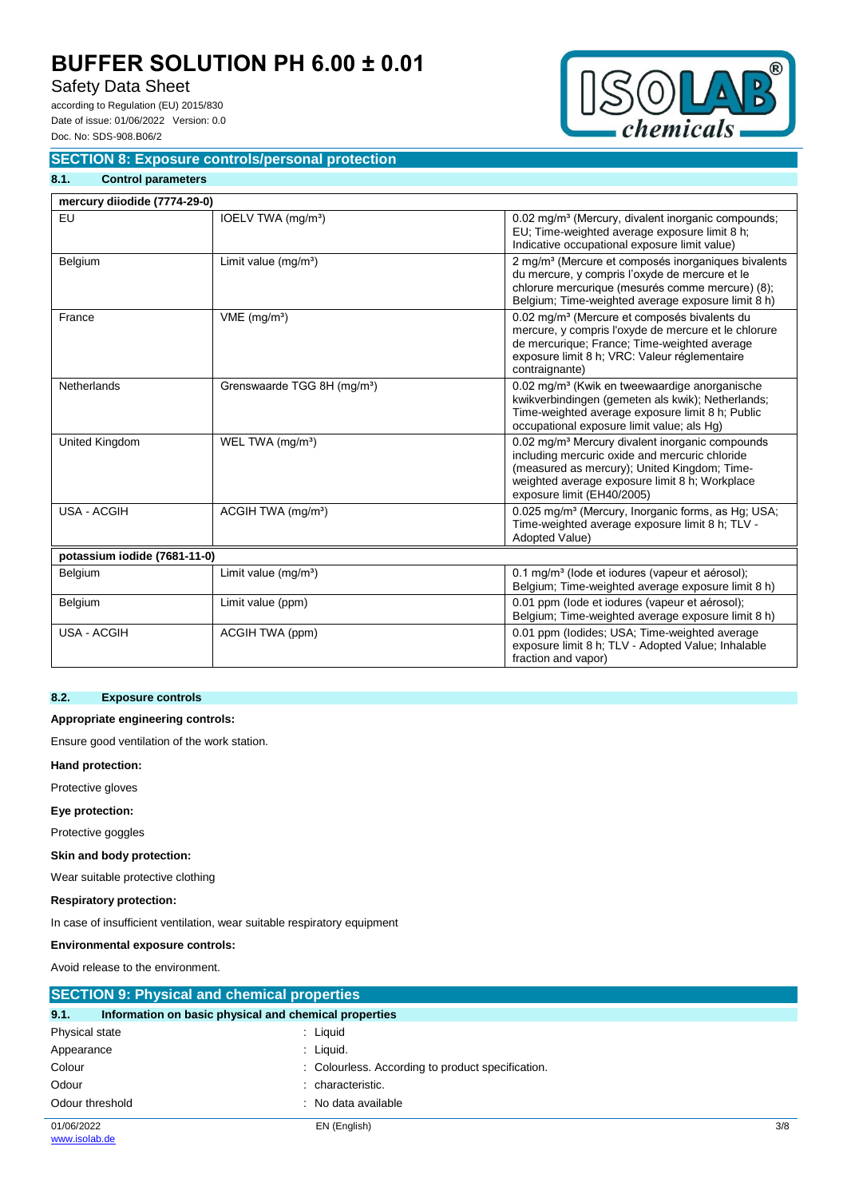## SECTION 8: Exposure controls/personal protection

### 8.1. Control parameters

| mercury diiodide (7774-29-0) | | |
|---|---|---|
| EU | IOELV TWA (mg/m³) | 0.02 mg/m³ (Mercury, divalent inorganic compounds; EU; Time-weighted average exposure limit 8 h; Indicative occupational exposure limit value) |
| Belgium | Limit value (mg/m³) | 2 mg/m³ (Mercure et composés inorganiques bivalents du mercure, y compris l'oxyde de mercure et le chlorure mercurique (mesurés comme mercure) (8); Belgium; Time-weighted average exposure limit 8 h) |
| France | VME (mg/m³) | 0.02 mg/m³ (Mercure et composés bivalents du mercure, y compris l'oxyde de mercure et le chlorure de mercurique; France; Time-weighted average exposure limit 8 h; VRC: Valeur réglementaire contraignante) |
| Netherlands | Grenswaarde TGG 8H (mg/m³) | 0.02 mg/m³ (Kwik en tweewaardige anorganische kwikverbindingen (gemeten als kwik); Netherlands; Time-weighted average exposure limit 8 h; Public occupational exposure limit value; als Hg) |
| United Kingdom | WEL TWA (mg/m³) | 0.02 mg/m³ Mercury divalent inorganic compounds including mercuric oxide and mercuric chloride (measured as mercury); United Kingdom; Time-weighted average exposure limit 8 h; Workplace exposure limit (EH40/2005) |
| USA - ACGIH | ACGIH TWA (mg/m³) | 0.025 mg/m³ (Mercury, Inorganic forms, as Hg; USA; Time-weighted average exposure limit 8 h; TLV - Adopted Value) |
| **potassium iodide (7681-11-0)** | | |
| Belgium | Limit value (mg/m³) | 0.1 mg/m³ (Iode et iodures (vapeur et aérosol); Belgium; Time-weighted average exposure limit 8 h) |
| Belgium | Limit value (ppm) | 0.01 ppm (Iode et iodures (vapeur et aérosol); Belgium; Time-weighted average exposure limit 8 h) |
| USA - ACGIH | ACGIH TWA (ppm) | 0.01 ppm (Iodides; USA; Time-weighted average exposure limit 8 h; TLV - Adopted Value; Inhalable fraction and vapor) |

### 8.2. Exposure controls

**Appropriate engineering controls:**

Ensure good ventilation of the work station.

**Hand protection:**

Protective gloves

**Eye protection:**

Protective goggles

**Skin and body protection:**

Wear suitable protective clothing

**Respiratory protection:**

In case of insufficient ventilation, wear suitable respiratory equipment

**Environmental exposure controls:**

Avoid release to the environment.

## SECTION 9: Physical and chemical properties

### 9.1. Information on basic physical and chemical properties

| | |
|---|---|
| Physical state | : Liquid |
| Appearance | : Liquid. |
| Colour | : Colourless. According to product specification. |
| Odour | : characteristic. |
| Odour threshold | : No data available |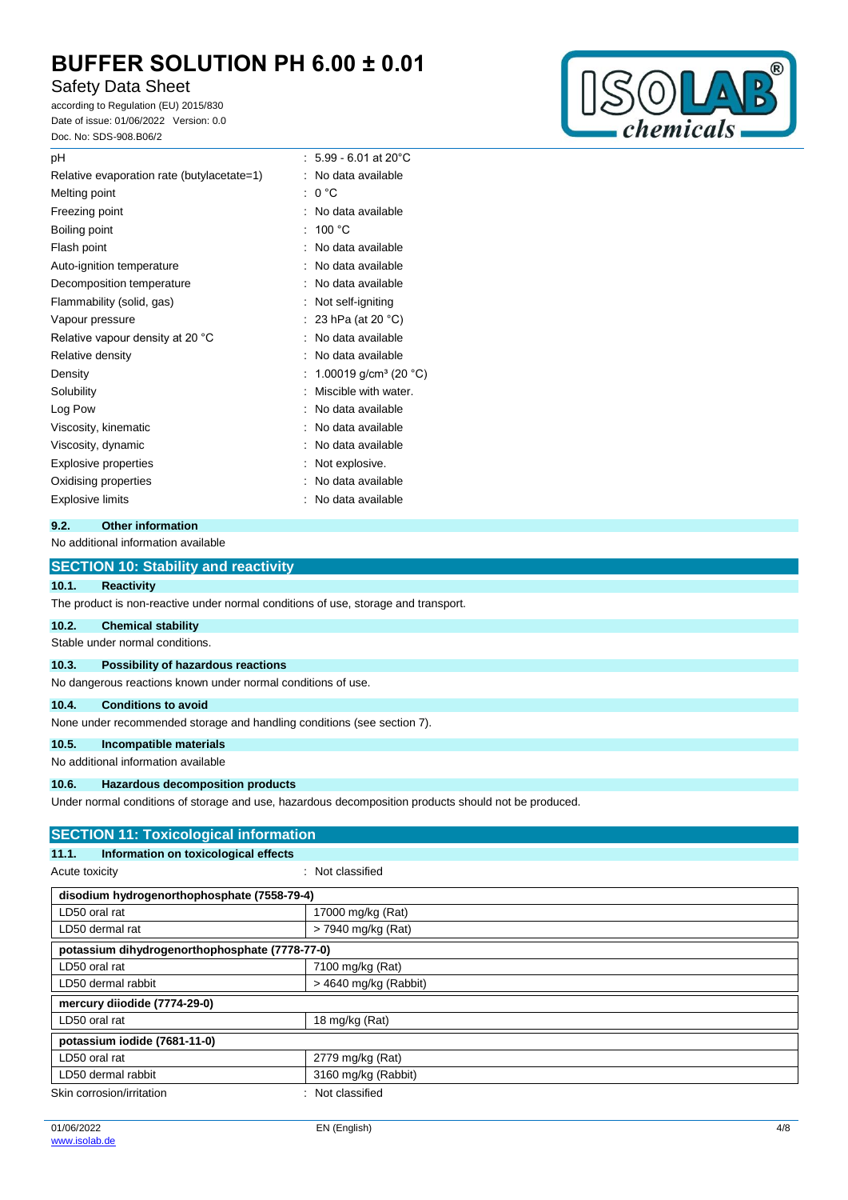| | |
|---|---|
| pH | : 5.99 - 6.01 at 20°C |
| Relative evaporation rate (butylacetate=1) | : No data available |
| Melting point | : 0 °C |
| Freezing point | : No data available |
| Boiling point | : 100 °C |
| Flash point | : No data available |
| Auto-ignition temperature | : No data available |
| Decomposition temperature | : No data available |
| Flammability (solid, gas) | : Not self-igniting |
| Vapour pressure | : 23 hPa (at 20 °C) |
| Relative vapour density at 20 °C | : No data available |
| Relative density | : No data available |
| Density | : 1.00019 g/cm³ (20 °C) |
| Solubility | : Miscible with water. |
| Log Pow | : No data available |
| Viscosity, kinematic | : No data available |
| Viscosity, dynamic | : No data available |
| Explosive properties | : Not explosive. |
| Oxidising properties | : No data available |
| Explosive limits | : No data available |

### 9.2. Other information

No additional information available

## SECTION 10: Stability and reactivity

### 10.1. Reactivity

The product is non-reactive under normal conditions of use, storage and transport.

### 10.2. Chemical stability

Stable under normal conditions.

### 10.3. Possibility of hazardous reactions

No dangerous reactions known under normal conditions of use.

### 10.4. Conditions to avoid

None under recommended storage and handling conditions (see section 7).

### 10.5. Incompatible materials

No additional information available

### 10.6. Hazardous decomposition products

Under normal conditions of storage and use, hazardous decomposition products should not be produced.

## SECTION 11: Toxicological information

### 11.1. Information on toxicological effects

Acute toxicity : Not classified

| disodium hydrogenorthophosphate (7558-79-4) | |
|---|---|
| LD50 oral rat | 17000 mg/kg (Rat) |
| LD50 dermal rat | > 7940 mg/kg (Rat) |

| potassium dihydrogenorthophosphate (7778-77-0) | |
|---|---|
| LD50 oral rat | 7100 mg/kg (Rat) |
| LD50 dermal rabbit | > 4640 mg/kg (Rabbit) |

| mercury diiodide (7774-29-0) | |
|---|---|
| LD50 oral rat | 18 mg/kg (Rat) |

| potassium iodide (7681-11-0) | |
|---|---|
| LD50 oral rat | 2779 mg/kg (Rat) |
| LD50 dermal rabbit | 3160 mg/kg (Rabbit) |

Skin corrosion/irritation : Not classified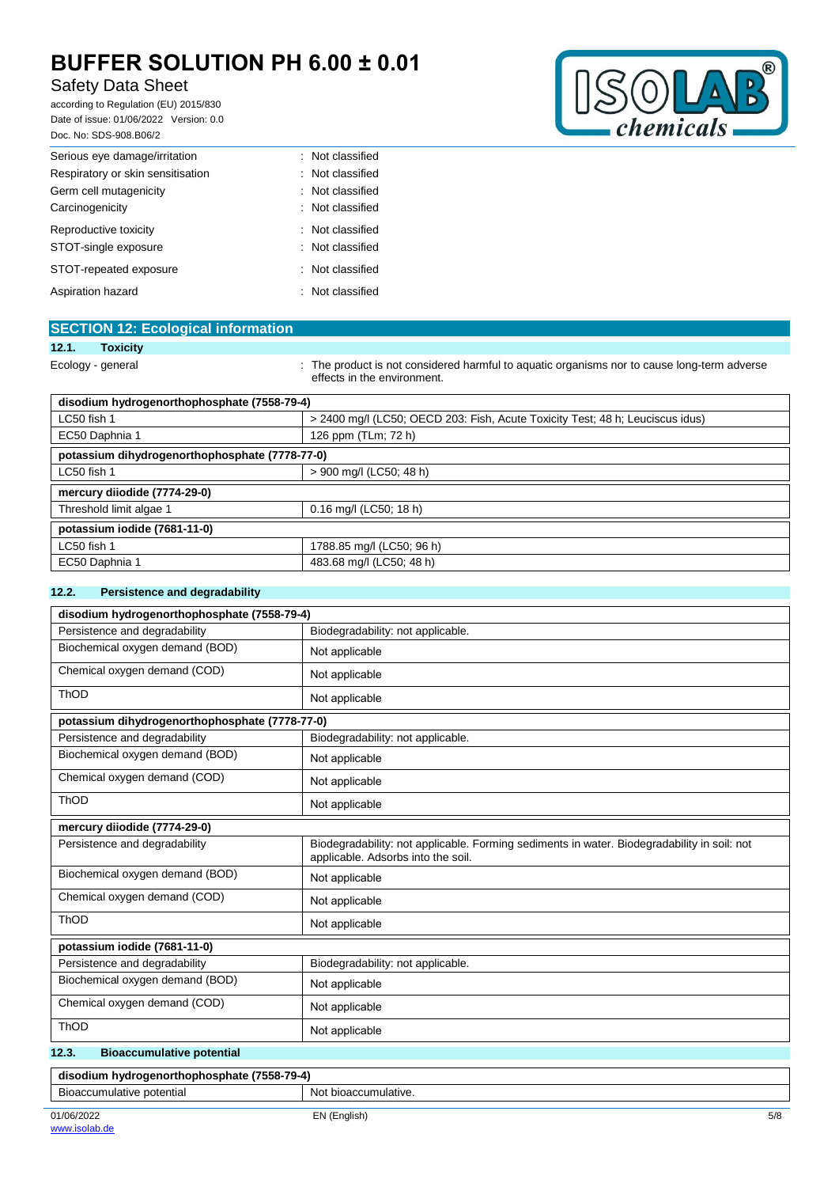| | |
|---|---|
| Serious eye damage/irritation | : Not classified |
| Respiratory or skin sensitisation | : Not classified |
| Germ cell mutagenicity | : Not classified |
| Carcinogenicity | : Not classified |
| Reproductive toxicity | : Not classified |
| STOT-single exposure | : Not classified |
| STOT-repeated exposure | : Not classified |
| Aspiration hazard | : Not classified |

## SECTION 12: Ecological information

### 12.1. Toxicity

Ecology - general : The product is not considered harmful to aquatic organisms nor to cause long-term adverse effects in the environment.

| disodium hydrogenorthophosphate (7558-79-4) | |
|---|---|
| LC50 fish 1 | > 2400 mg/l (LC50; OECD 203: Fish, Acute Toxicity Test; 48 h; Leuciscus idus) |
| EC50 Daphnia 1 | 126 ppm (TLm; 72 h) |
| **potassium dihydrogenorthophosphate (7778-77-0)** | |
| LC50 fish 1 | > 900 mg/l (LC50; 48 h) |
| **mercury diiodide (7774-29-0)** | |
| Threshold limit algae 1 | 0.16 mg/l (LC50; 18 h) |
| **potassium iodide (7681-11-0)** | |
| LC50 fish 1 | 1788.85 mg/l (LC50; 96 h) |
| EC50 Daphnia 1 | 483.68 mg/l (LC50; 48 h) |

### 12.2. Persistence and degradability

| disodium hydrogenorthophosphate (7558-79-4) | |
|---|---|
| Persistence and degradability | Biodegradability: not applicable. |
| Biochemical oxygen demand (BOD) | Not applicable |
| Chemical oxygen demand (COD) | Not applicable |
| ThOD | Not applicable |
| **potassium dihydrogenorthophosphate (7778-77-0)** | |
| Persistence and degradability | Biodegradability: not applicable. |
| Biochemical oxygen demand (BOD) | Not applicable |
| Chemical oxygen demand (COD) | Not applicable |
| ThOD | Not applicable |
| **mercury diiodide (7774-29-0)** | |
| Persistence and degradability | Biodegradability: not applicable. Forming sediments in water. Biodegradability in soil: not applicable. Adsorbs into the soil. |
| Biochemical oxygen demand (BOD) | Not applicable |
| Chemical oxygen demand (COD) | Not applicable |
| ThOD | Not applicable |
| **potassium iodide (7681-11-0)** | |
| Persistence and degradability | Biodegradability: not applicable. |
| Biochemical oxygen demand (BOD) | Not applicable |
| Chemical oxygen demand (COD) | Not applicable |
| ThOD | Not applicable |

### 12.3. Bioaccumulative potential

| disodium hydrogenorthophosphate (7558-79-4) | |
|---|---|
| Bioaccumulative potential | Not bioaccumulative. |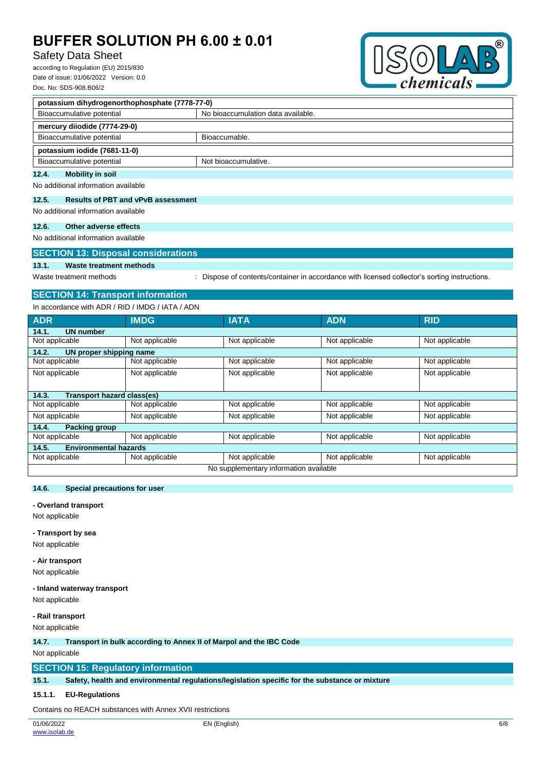| potassium dihydrogenorthophosphate (7778-77-0) | |
|---|---|
| Bioaccumulative potential | No bioaccumulation data available. |

| mercury diiodide (7774-29-0) | |
|---|---|
| Bioaccumulative potential | Bioaccumable. |

| potassium iodide (7681-11-0) | |
|---|---|
| Bioaccumulative potential | Not bioaccumulative. |

### 12.4. Mobility in soil

No additional information available

### 12.5. Results of PBT and vPvB assessment

No additional information available

### 12.6. Other adverse effects

No additional information available

## SECTION 13: Disposal considerations

### 13.1. Waste treatment methods

Waste treatment methods : Dispose of contents/container in accordance with licensed collector's sorting instructions.

## SECTION 14: Transport information

In accordance with ADR / RID / IMDG / IATA / ADN

| ADR | IMDG | IATA | ADN | RID |
|---|---|---|---|---|
| **14.1. UN number** | | | | |
| Not applicable | Not applicable | Not applicable | Not applicable | Not applicable |
| **14.2. UN proper shipping name** | | | | |
| Not applicable | Not applicable | Not applicable | Not applicable | Not applicable |
| Not applicable | Not applicable | Not applicable | Not applicable | Not applicable |
| **14.3. Transport hazard class(es)** | | | | |
| Not applicable | Not applicable | Not applicable | Not applicable | Not applicable |
| Not applicable | Not applicable | Not applicable | Not applicable | Not applicable |
| **14.4. Packing group** | | | | |
| Not applicable | Not applicable | Not applicable | Not applicable | Not applicable |
| **14.5. Environmental hazards** | | | | |
| Not applicable | Not applicable | Not applicable | Not applicable | Not applicable |
| No supplementary information available | | | | |

### 14.6. Special precautions for user

**- Overland transport**

Not applicable

**- Transport by sea**

Not applicable

**- Air transport**

Not applicable

**- Inland waterway transport**

Not applicable

**- Rail transport**

Not applicable

### 14.7. Transport in bulk according to Annex II of Marpol and the IBC Code

Not applicable

## SECTION 15: Regulatory information

### 15.1. Safety, health and environmental regulations/legislation specific for the substance or mixture

#### 15.1.1. EU-Regulations

Contains no REACH substances with Annex XVII restrictions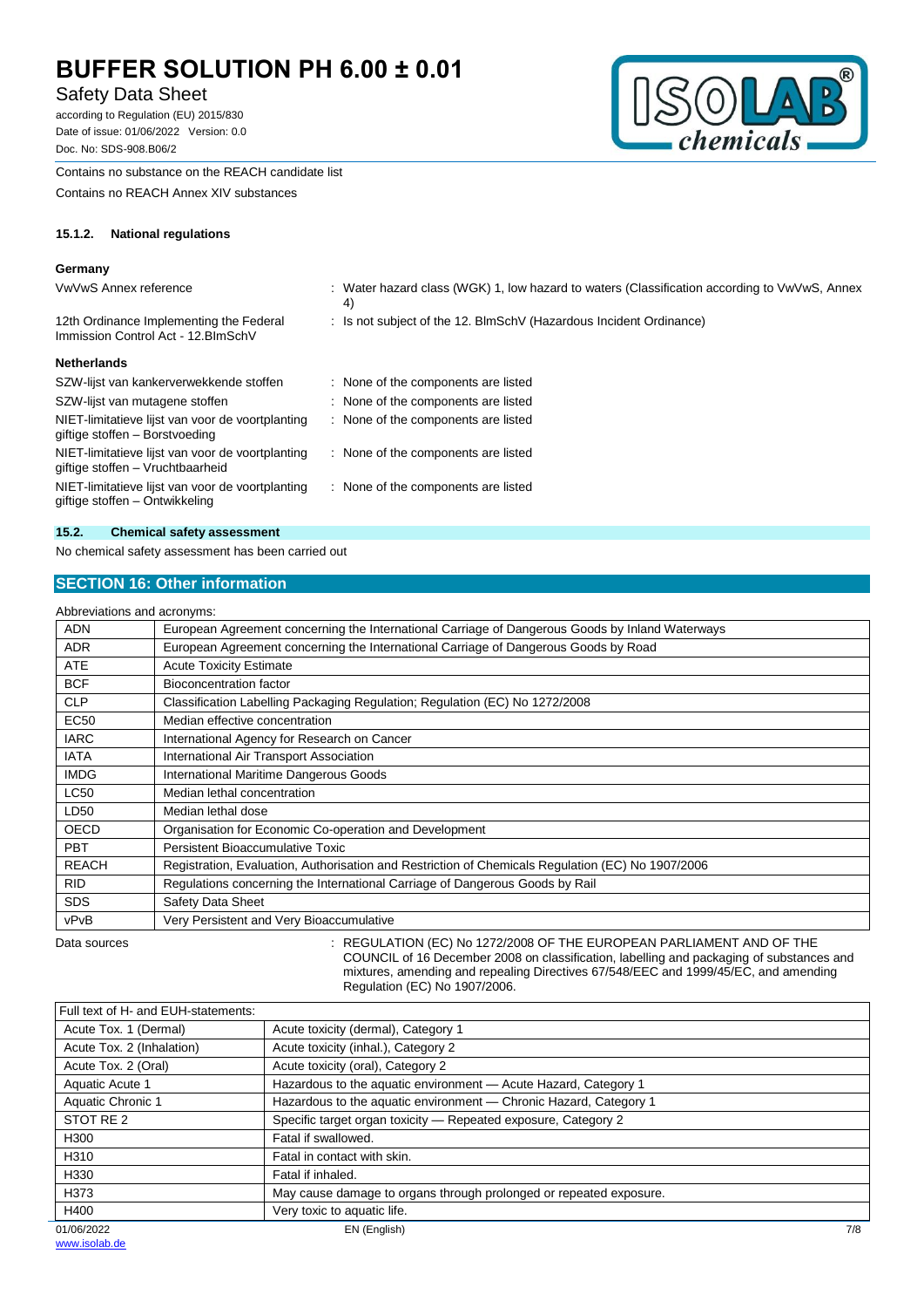Contains no substance on the REACH candidate list

Contains no REACH Annex XIV substances

#### 15.1.2. National regulations

**Germany**

| | |
|---|---|
| VwVwS Annex reference | : Water hazard class (WGK) 1, low hazard to waters (Classification according to VwVwS, Annex 4) |
| 12th Ordinance Implementing the Federal Immission Control Act - 12.BImSchV | : Is not subject of the 12. BlmSchV (Hazardous Incident Ordinance) |

**Netherlands**

| | |
|---|---|
| SZW-lijst van kankerverwekkende stoffen | : None of the components are listed |
| SZW-lijst van mutagene stoffen | : None of the components are listed |
| NIET-limitatieve lijst van voor de voortplanting giftige stoffen – Borstvoeding | : None of the components are listed |
| NIET-limitatieve lijst van voor de voortplanting giftige stoffen – Vruchtbaarheid | : None of the components are listed |
| NIET-limitatieve lijst van voor de voortplanting giftige stoffen – Ontwikkeling | : None of the components are listed |

### 15.2. Chemical safety assessment

No chemical safety assessment has been carried out

## SECTION 16: Other information

Abbreviations and acronyms:

| | |
|---|---|
| ADN | European Agreement concerning the International Carriage of Dangerous Goods by Inland Waterways |
| ADR | European Agreement concerning the International Carriage of Dangerous Goods by Road |
| ATE | Acute Toxicity Estimate |
| BCF | Bioconcentration factor |
| CLP | Classification Labelling Packaging Regulation; Regulation (EC) No 1272/2008 |
| EC50 | Median effective concentration |
| IARC | International Agency for Research on Cancer |
| IATA | International Air Transport Association |
| IMDG | International Maritime Dangerous Goods |
| LC50 | Median lethal concentration |
| LD50 | Median lethal dose |
| OECD | Organisation for Economic Co-operation and Development |
| PBT | Persistent Bioaccumulative Toxic |
| REACH | Registration, Evaluation, Authorisation and Restriction of Chemicals Regulation (EC) No 1907/2006 |
| RID | Regulations concerning the International Carriage of Dangerous Goods by Rail |
| SDS | Safety Data Sheet |
| vPvB | Very Persistent and Very Bioaccumulative |

Data sources : REGULATION (EC) No 1272/2008 OF THE EUROPEAN PARLIAMENT AND OF THE COUNCIL of 16 December 2008 on classification, labelling and packaging of substances and mixtures, amending and repealing Directives 67/548/EEC and 1999/45/EC, and amending Regulation (EC) No 1907/2006.

| Full text of H- and EUH-statements: | |
|---|---|
| Acute Tox. 1 (Dermal) | Acute toxicity (dermal), Category 1 |
| Acute Tox. 2 (Inhalation) | Acute toxicity (inhal.), Category 2 |
| Acute Tox. 2 (Oral) | Acute toxicity (oral), Category 2 |
| Aquatic Acute 1 | Hazardous to the aquatic environment — Acute Hazard, Category 1 |
| Aquatic Chronic 1 | Hazardous to the aquatic environment — Chronic Hazard, Category 1 |
| STOT RE 2 | Specific target organ toxicity — Repeated exposure, Category 2 |
| H300 | Fatal if swallowed. |
| H310 | Fatal in contact with skin. |
| H330 | Fatal if inhaled. |
| H373 | May cause damage to organs through prolonged or repeated exposure. |
| H400 | Very toxic to aquatic life. |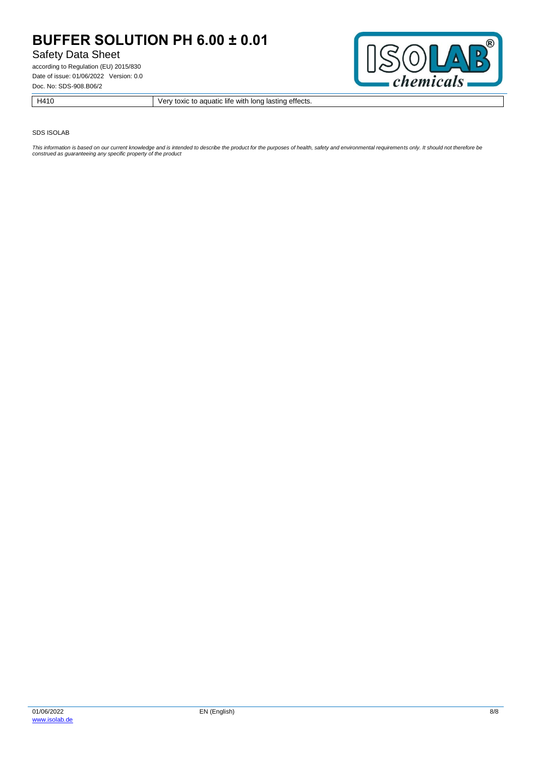| | |
|---|---|
| H410 | Very toxic to aquatic life with long lasting effects. |

SDS ISOLAB

*This information is based on our current knowledge and is intended to describe the product for the purposes of health, safety and environmental requirements only. It should not therefore be construed as guaranteeing any specific property of the product*